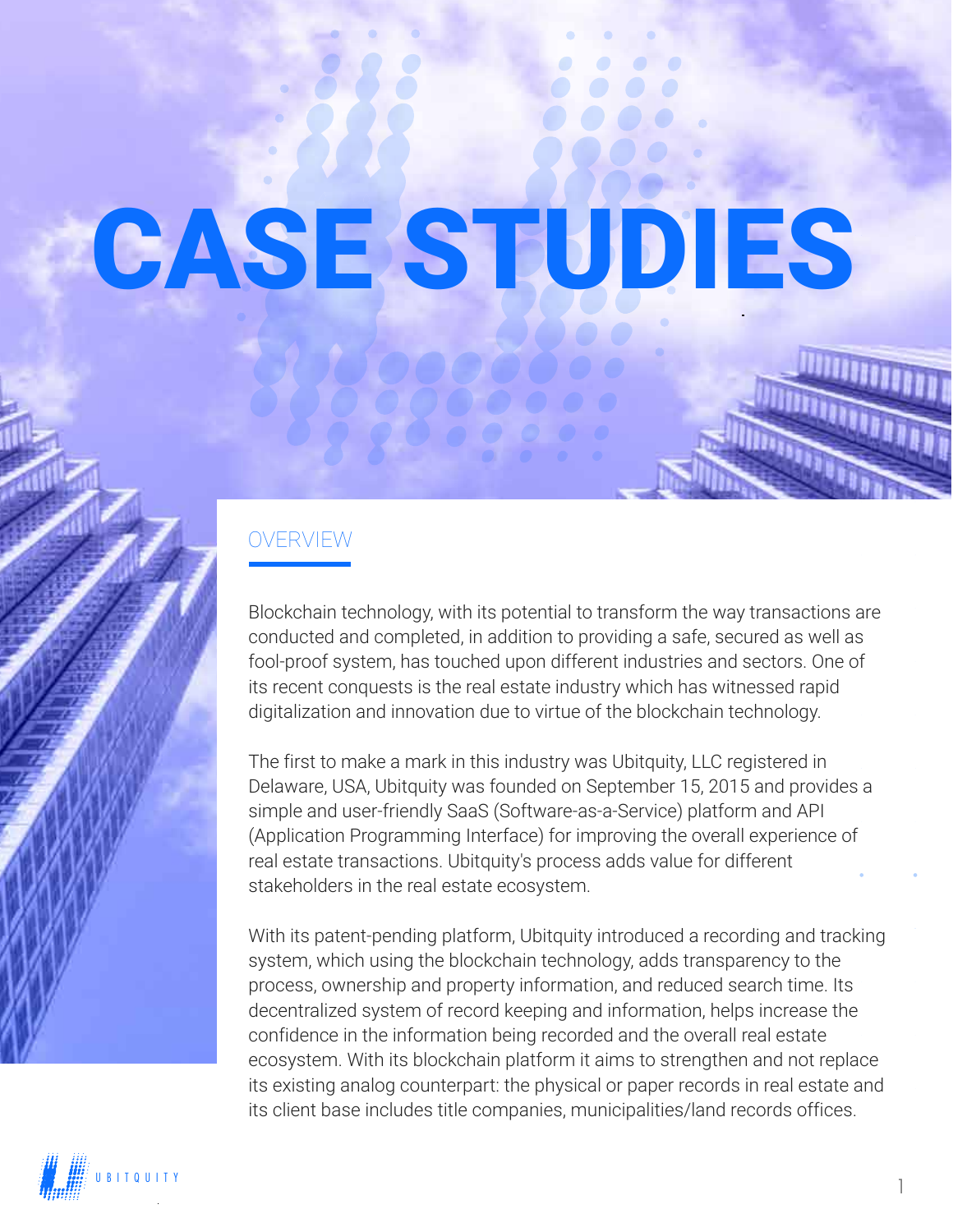# CASE STUDIES

## OVERVIEW

Blockchain technology, with its potential to transform the way transactions are conducted and completed, in addition to providing a safe, secured as well as fool-proof system, has touched upon different industries and sectors. One of its recent conquests is the real estate industry which has witnessed rapid digitalization and innovation due to virtue of the blockchain technology.

The first to make a mark in this industry was Ubitquity, LLC registered in Delaware, USA, Ubitquity was founded on September 15, 2015 and provides a simple and user-friendly SaaS (Software-as-a-Service) platform and API (Application Programming Interface) for improving the overall experience of real estate transactions. Ubitquity's process adds value for different stakeholders in the real estate ecosystem.

With its patent-pending platform, Ubitquity introduced a recording and tracking system, which using the blockchain technology, adds transparency to the process, ownership and property information, and reduced search time. Its decentralized system of record keeping and information, helps increase the confidence in the information being recorded and the overall real estate ecosystem. With its blockchain platform it aims to strengthen and not replace its existing analog counterpart: the physical or paper records in real estate and its client base includes title companies, municipalities/land records offices.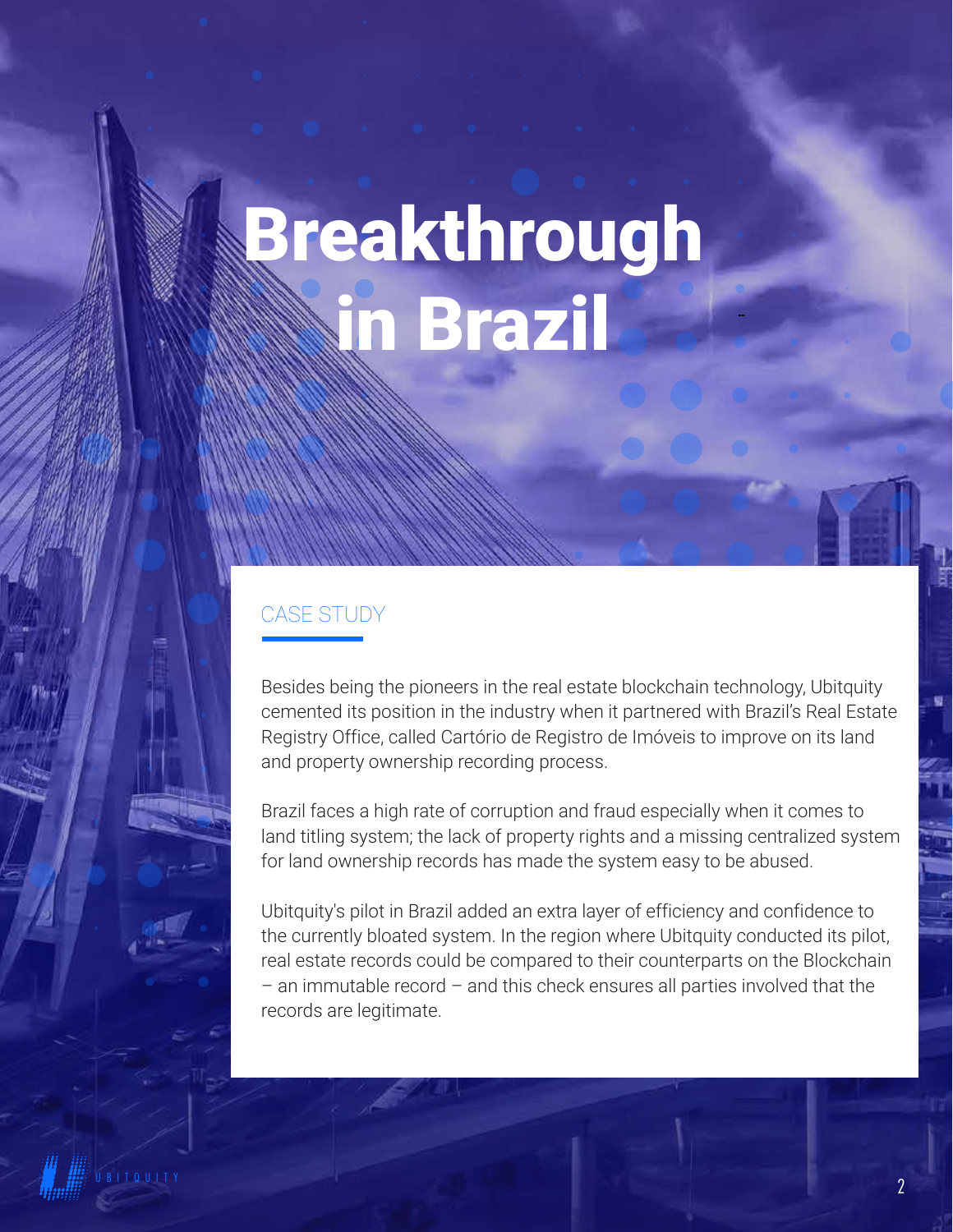# Breakthrough in Brazil

## CASE STUDY

Besides being the pioneers in the real estate blockchain technology, Ubitquity cemented its position in the industry when it partnered with Brazil's Real Estate Registry Office, called Cartório de Registro de Imóveis to improve on its land and property ownership recording process.

Brazil faces a high rate of corruption and fraud especially when it comes to land titling system; the lack of property rights and a missing centralized system for land ownership records has made the system easy to be abused.

Ubitquity's pilot in Brazil added an extra layer of efficiency and confidence to the currently bloated system. In the region where Ubitquity conducted its pilot, real estate records could be compared to their counterparts on the Blockchain – an immutable record – and this check ensures all parties involved that the records are legitimate.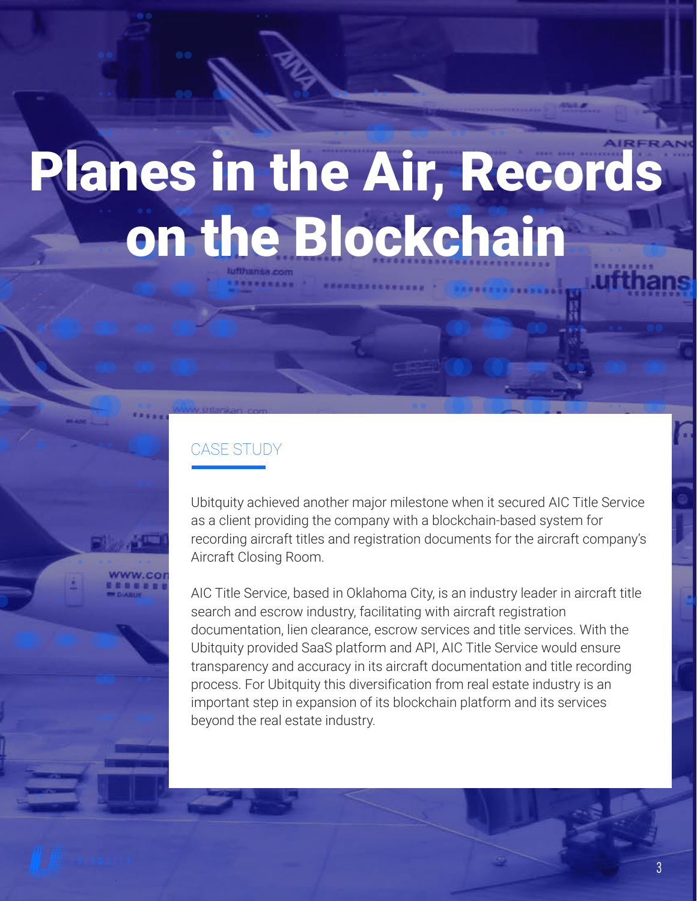# Planes in the Air, Records on the Blockchain

## CASE STUDY

Ubitquity achieved another major milestone when it secured AIC Title Service as a client providing the company with a blockchain-based system for recording aircraft titles and registration documents for the aircraft company's Aircraft Closing Room.

AIC Title Service, based in Oklahoma City, is an industry leader in aircraft title search and escrow industry, facilitating with aircraft registration documentation, lien clearance, escrow services and title services. With the Ubitquity provided SaaS platform and API, AIC Title Service would ensure transparency and accuracy in its aircraft documentation and title recording process. For Ubitquity this diversification from real estate industry is an important step in expansion of its blockchain platform and its services beyond the real estate industry.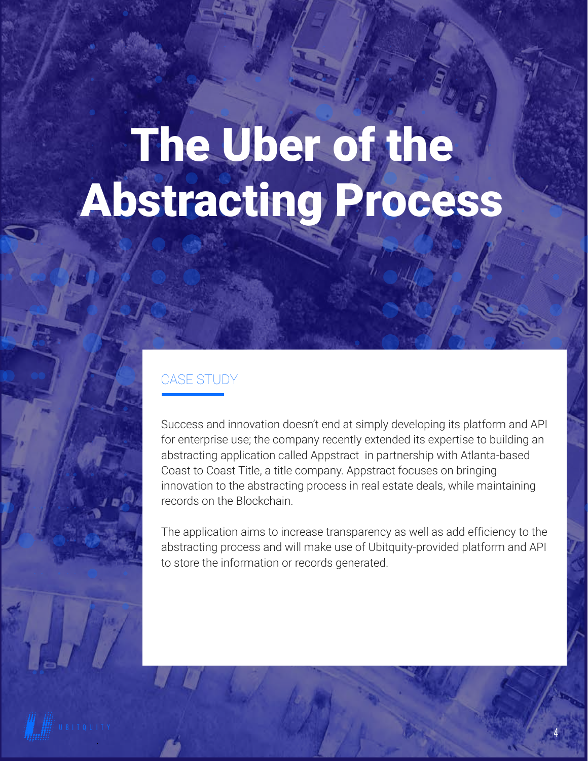# The Uber of the Abstracting Process

## CASE STUDY

Success and innovation doesn't end at simply developing its platform and API for enterprise use; the company recently extended its expertise to building an abstracting application called Appstract in partnership with Atlanta-based Coast to Coast Title, a title company. Appstract focuses on bringing innovation to the abstracting process in real estate deals, while maintaining records on the Blockchain.

The application aims to increase transparency as well as add efficiency to the abstracting process and will make use of Ubitquity-provided platform and API to store the information or records generated.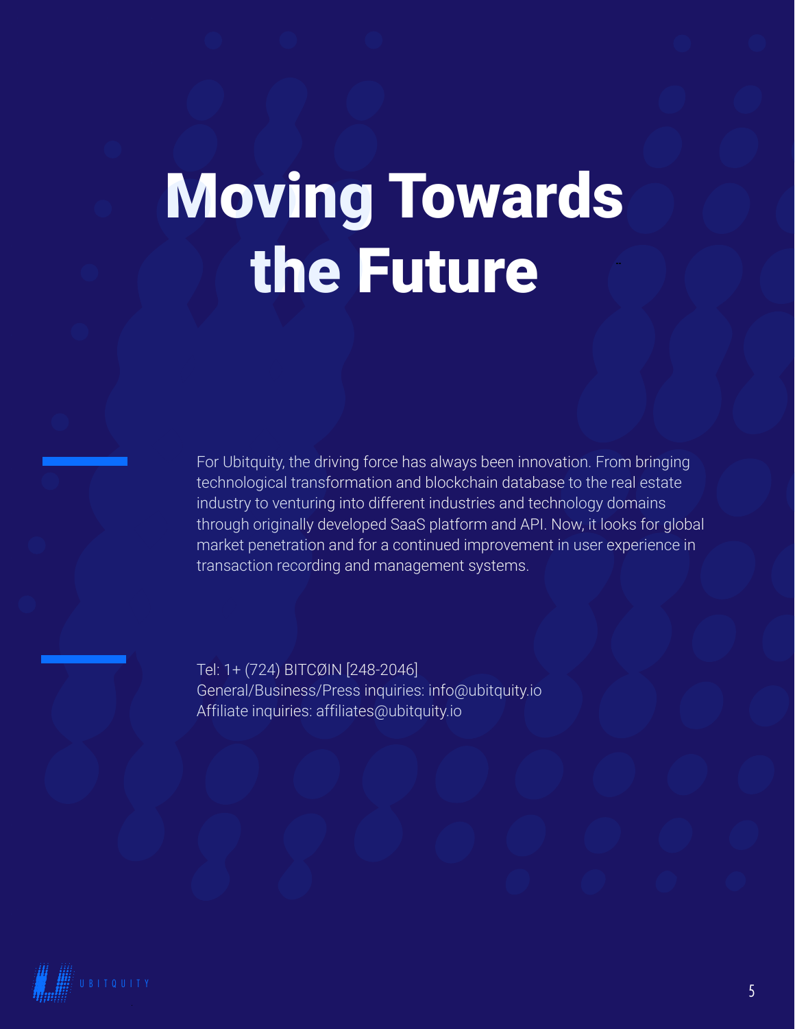# Moving Towards the Future

For Ubitquity, the driving force has always been innovation. From bringing technological transformation and blockchain database to the real estate industry to venturing into different industries and technology domains through originally developed SaaS platform and API. Now, it looks for global market penetration and for a continued improvement in user experience in transaction recording and management systems.

Tel: 1+ (724) BITCØIN [248-2046]
General/Business/Press inquiries: info@ubitquity.io
Affiliate inquiries: affiliates@ubitquity.io